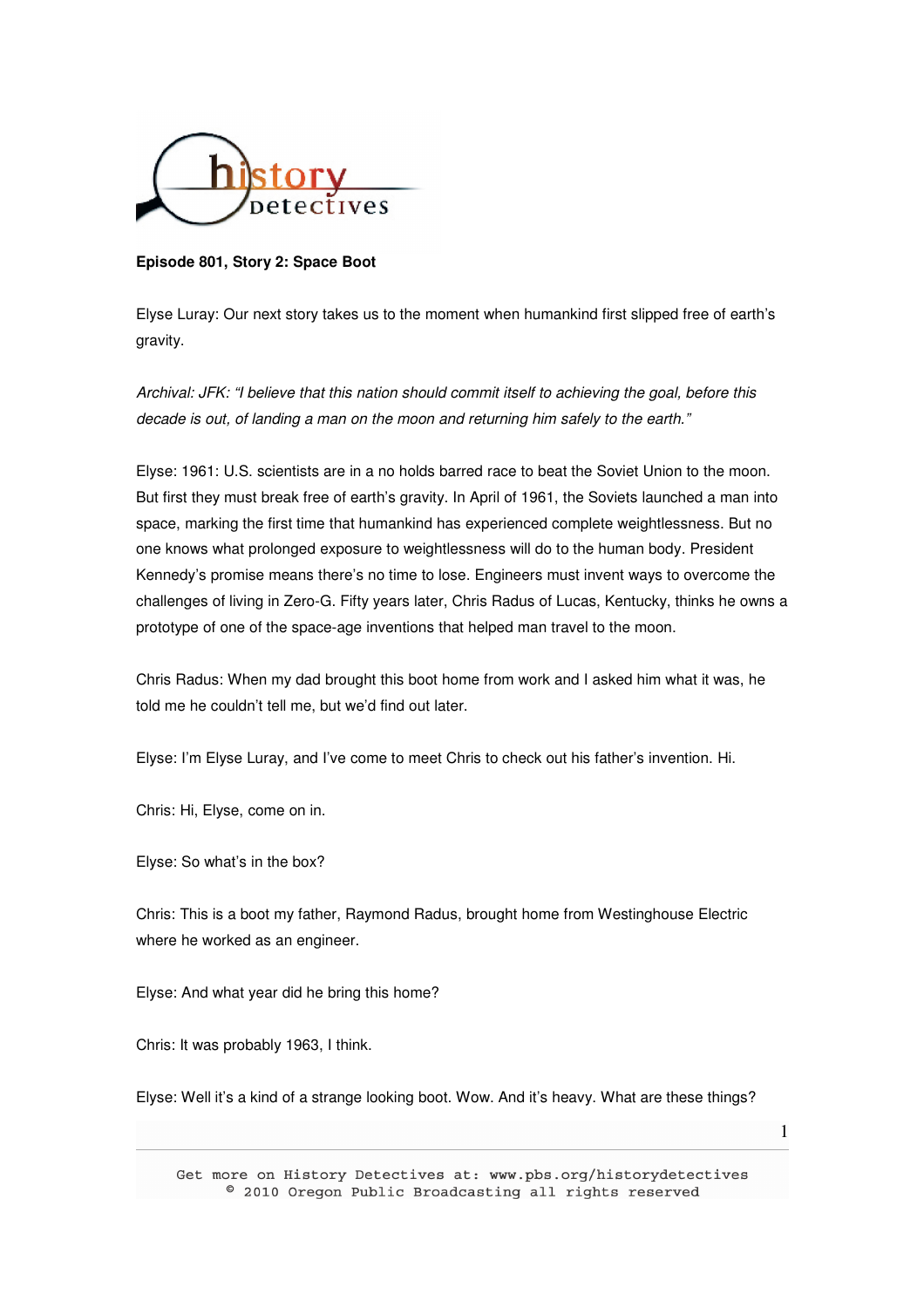**Episode 801, Story 2: Space Boot**

Elyse Luray: Our next story takes us to the moment when humankind first slipped free of earth's gravity.

*Archival: JFK: "I believe that this nation should commit itself to achieving the goal, before this decade is out, of landing a man on the moon and returning him safely to the earth."*

Elyse: 1961: U.S. scientists are in a no holds barred race to beat the Soviet Union to the moon. But first they must break free of earth's gravity. In April of 1961, the Soviets launched a man into space, marking the first time that humankind has experienced complete weightlessness. But no one knows what prolonged exposure to weightlessness will do to the human body. President Kennedy's promise means there's no time to lose. Engineers must invent ways to overcome the challenges of living in Zero-G. Fifty years later, Chris Radus of Lucas, Kentucky, thinks he owns a prototype of one of the space-age inventions that helped man travel to the moon.

Chris Radus: When my dad brought this boot home from work and I asked him what it was, he told me he couldn't tell me, but we'd find out later.

Elyse: I'm Elyse Luray, and I've come to meet Chris to check out his father's invention. Hi.

Chris: Hi, Elyse, come on in.

Elyse: So what's in the box?

Chris: This is a boot my father, Raymond Radus, brought home from Westinghouse Electric where he worked as an engineer.

Elyse: And what year did he bring this home?

Chris: It was probably 1963, I think.

Elyse: Well it's a kind of a strange looking boot. Wow. And it's heavy. What are these things?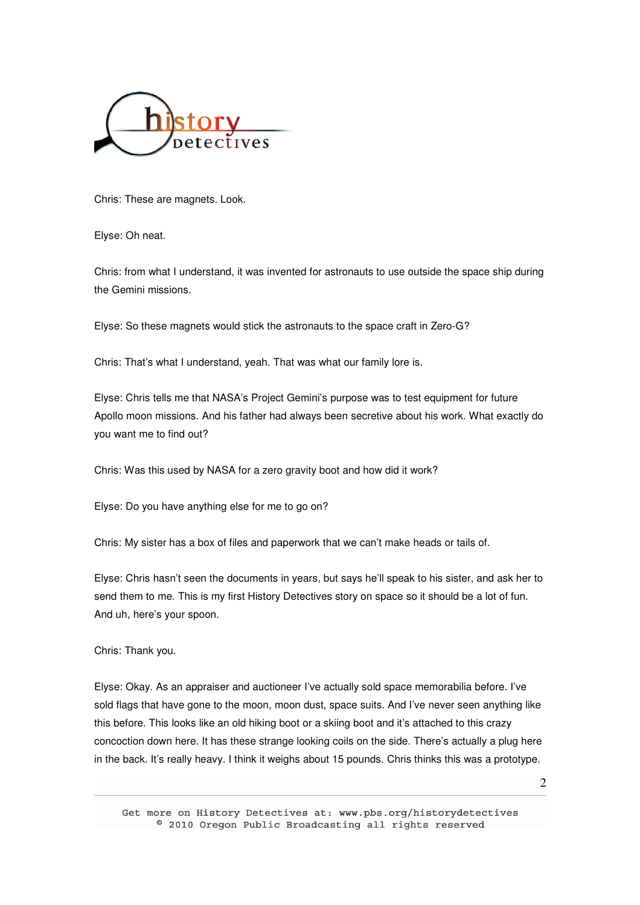Chris: These are magnets. Look.

Elyse: Oh neat.

Chris: from what I understand, it was invented for astronauts to use outside the space ship during the Gemini missions.

Elyse: So these magnets would stick the astronauts to the space craft in Zero-G?

Chris: That's what I understand, yeah. That was what our family lore is.

Elyse: Chris tells me that NASA's Project Gemini's purpose was to test equipment for future Apollo moon missions. And his father had always been secretive about his work. What exactly do you want me to find out?

Chris: Was this used by NASA for a zero gravity boot and how did it work?

Elyse: Do you have anything else for me to go on?

Chris: My sister has a box of files and paperwork that we can't make heads or tails of.

Elyse: Chris hasn't seen the documents in years, but says he'll speak to his sister, and ask her to send them to me. This is my first History Detectives story on space so it should be a lot of fun. And uh, here's your spoon.

Chris: Thank you.

Elyse: Okay. As an appraiser and auctioneer I've actually sold space memorabilia before. I've sold flags that have gone to the moon, moon dust, space suits. And I've never seen anything like this before. This looks like an old hiking boot or a skiing boot and it's attached to this crazy concoction down here. It has these strange looking coils on the side. There's actually a plug here in the back. It's really heavy. I think it weighs about 15 pounds. Chris thinks this was a prototype.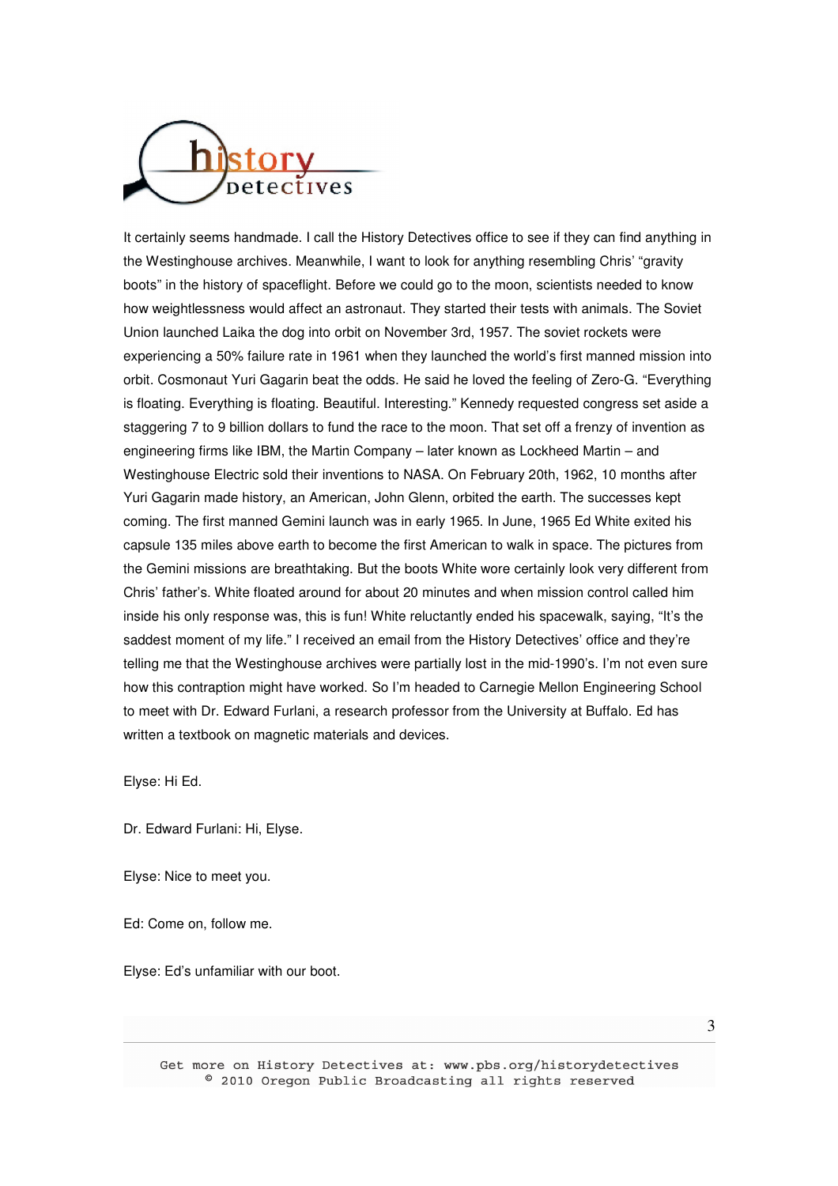It certainly seems handmade. I call the History Detectives office to see if they can find anything in the Westinghouse archives. Meanwhile, I want to look for anything resembling Chris' "gravity boots" in the history of spaceflight. Before we could go to the moon, scientists needed to know how weightlessness would affect an astronaut. They started their tests with animals. The Soviet Union launched Laika the dog into orbit on November 3rd, 1957. The soviet rockets were experiencing a 50% failure rate in 1961 when they launched the world's first manned mission into orbit. Cosmonaut Yuri Gagarin beat the odds. He said he loved the feeling of Zero-G. "Everything is floating. Everything is floating. Beautiful. Interesting." Kennedy requested congress set aside a staggering 7 to 9 billion dollars to fund the race to the moon. That set off a frenzy of invention as engineering firms like IBM, the Martin Company – later known as Lockheed Martin – and Westinghouse Electric sold their inventions to NASA. On February 20th, 1962, 10 months after Yuri Gagarin made history, an American, John Glenn, orbited the earth. The successes kept coming. The first manned Gemini launch was in early 1965. In June, 1965 Ed White exited his capsule 135 miles above earth to become the first American to walk in space. The pictures from the Gemini missions are breathtaking. But the boots White wore certainly look very different from Chris' father's. White floated around for about 20 minutes and when mission control called him inside his only response was, this is fun! White reluctantly ended his spacewalk, saying, "It's the saddest moment of my life." I received an email from the History Detectives' office and they're telling me that the Westinghouse archives were partially lost in the mid-1990's. I'm not even sure how this contraption might have worked. So I'm headed to Carnegie Mellon Engineering School to meet with Dr. Edward Furlani, a research professor from the University at Buffalo. Ed has written a textbook on magnetic materials and devices.

Elyse: Hi Ed.

Dr. Edward Furlani: Hi, Elyse.

Elyse: Nice to meet you.

Ed: Come on, follow me.

Elyse: Ed's unfamiliar with our boot.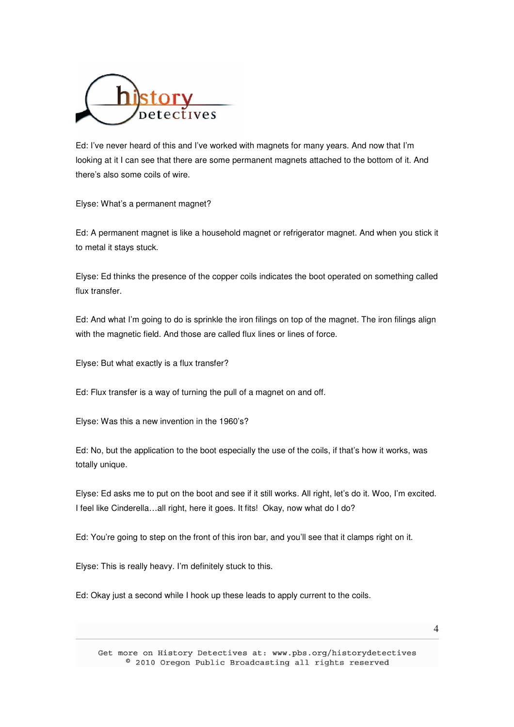Ed: I've never heard of this and I've worked with magnets for many years. And now that I'm looking at it I can see that there are some permanent magnets attached to the bottom of it. And there's also some coils of wire.

Elyse: What's a permanent magnet?

Ed: A permanent magnet is like a household magnet or refrigerator magnet. And when you stick it to metal it stays stuck.

Elyse: Ed thinks the presence of the copper coils indicates the boot operated on something called flux transfer.

Ed: And what I'm going to do is sprinkle the iron filings on top of the magnet. The iron filings align with the magnetic field. And those are called flux lines or lines of force.

Elyse: But what exactly is a flux transfer?

Ed: Flux transfer is a way of turning the pull of a magnet on and off.

Elyse: Was this a new invention in the 1960's?

Ed: No, but the application to the boot especially the use of the coils, if that's how it works, was totally unique.

Elyse: Ed asks me to put on the boot and see if it still works. All right, let's do it. Woo, I'm excited. I feel like Cinderella…all right, here it goes. It fits! Okay, now what do I do?

Ed: You're going to step on the front of this iron bar, and you'll see that it clamps right on it.

Elyse: This is really heavy. I'm definitely stuck to this.

Ed: Okay just a second while I hook up these leads to apply current to the coils.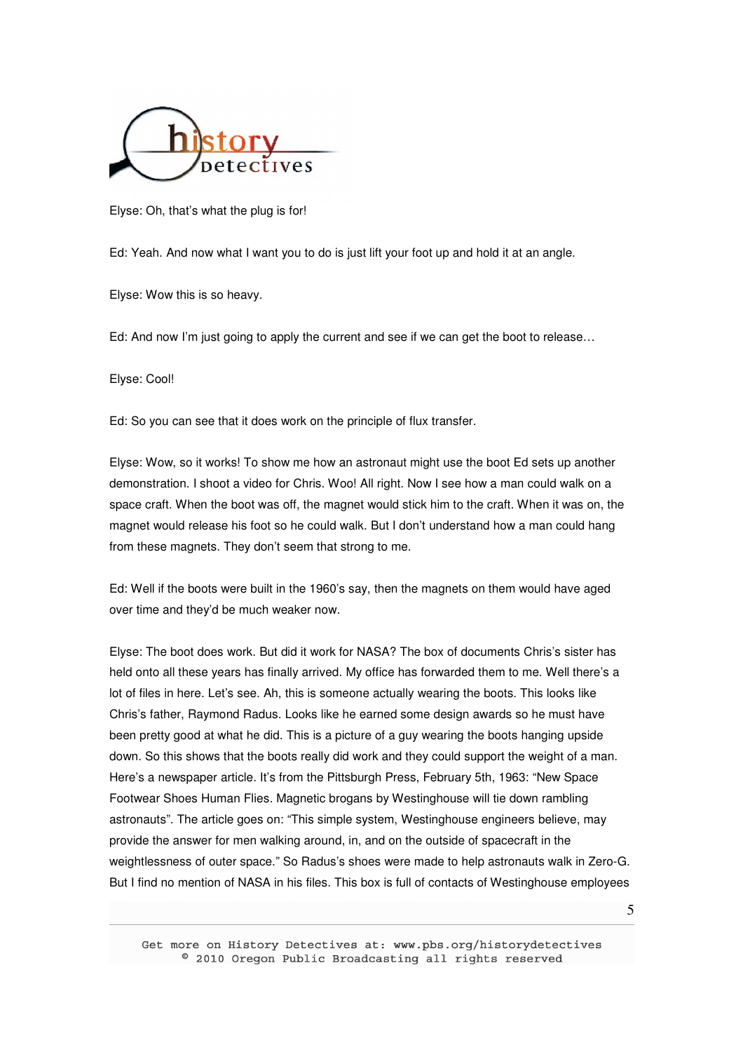Elyse: Oh, that's what the plug is for!

Ed: Yeah. And now what I want you to do is just lift your foot up and hold it at an angle.

Elyse: Wow this is so heavy.

Ed: And now I'm just going to apply the current and see if we can get the boot to release…

Elyse: Cool!

Ed: So you can see that it does work on the principle of flux transfer.

Elyse: Wow, so it works! To show me how an astronaut might use the boot Ed sets up another demonstration. I shoot a video for Chris. Woo! All right. Now I see how a man could walk on a space craft. When the boot was off, the magnet would stick him to the craft. When it was on, the magnet would release his foot so he could walk. But I don't understand how a man could hang from these magnets. They don't seem that strong to me.

Ed: Well if the boots were built in the 1960's say, then the magnets on them would have aged over time and they'd be much weaker now.

Elyse: The boot does work. But did it work for NASA? The box of documents Chris's sister has held onto all these years has finally arrived. My office has forwarded them to me. Well there's a lot of files in here. Let's see. Ah, this is someone actually wearing the boots. This looks like Chris's father, Raymond Radus. Looks like he earned some design awards so he must have been pretty good at what he did. This is a picture of a guy wearing the boots hanging upside down. So this shows that the boots really did work and they could support the weight of a man. Here's a newspaper article. It's from the Pittsburgh Press, February 5th, 1963: "New Space Footwear Shoes Human Flies. Magnetic brogans by Westinghouse will tie down rambling astronauts". The article goes on: "This simple system, Westinghouse engineers believe, may provide the answer for men walking around, in, and on the outside of spacecraft in the weightlessness of outer space." So Radus's shoes were made to help astronauts walk in Zero-G. But I find no mention of NASA in his files. This box is full of contacts of Westinghouse employees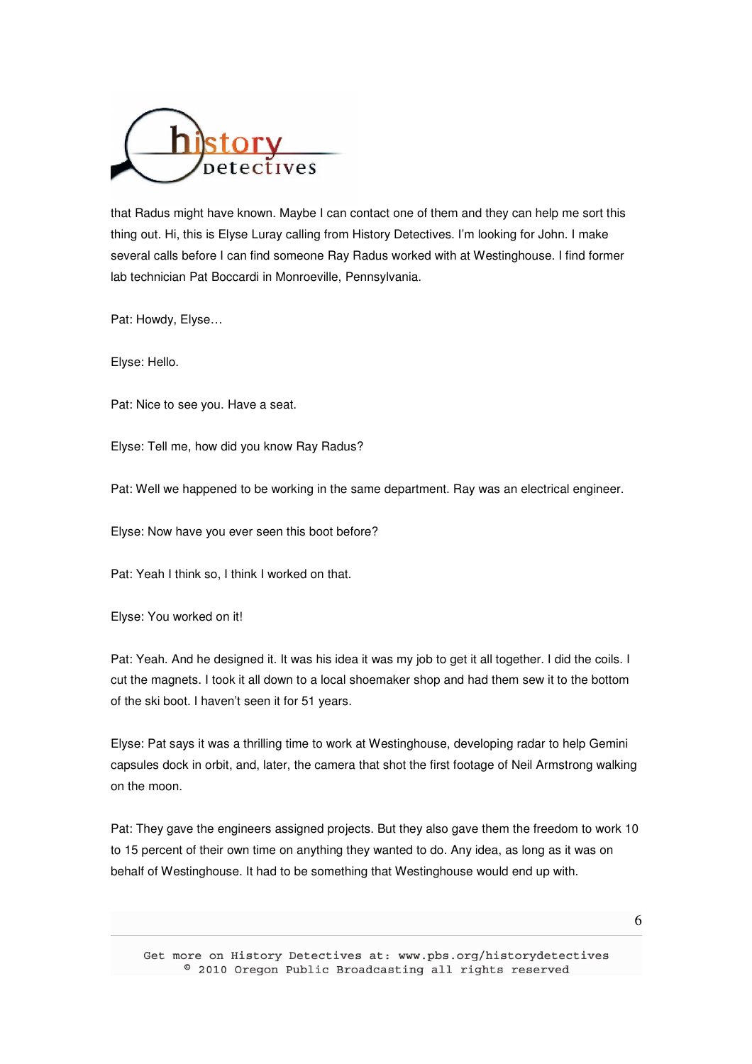that Radus might have known. Maybe I can contact one of them and they can help me sort this thing out. Hi, this is Elyse Luray calling from History Detectives. I'm looking for John. I make several calls before I can find someone Ray Radus worked with at Westinghouse. I find former lab technician Pat Boccardi in Monroeville, Pennsylvania.

Pat: Howdy, Elyse…

Elyse: Hello.

Pat: Nice to see you. Have a seat.

Elyse: Tell me, how did you know Ray Radus?

Pat: Well we happened to be working in the same department. Ray was an electrical engineer.

Elyse: Now have you ever seen this boot before?

Pat: Yeah I think so, I think I worked on that.

Elyse: You worked on it!

Pat: Yeah. And he designed it. It was his idea it was my job to get it all together. I did the coils. I cut the magnets. I took it all down to a local shoemaker shop and had them sew it to the bottom of the ski boot. I haven't seen it for 51 years.

Elyse: Pat says it was a thrilling time to work at Westinghouse, developing radar to help Gemini capsules dock in orbit, and, later, the camera that shot the first footage of Neil Armstrong walking on the moon.

Pat: They gave the engineers assigned projects. But they also gave them the freedom to work 10 to 15 percent of their own time on anything they wanted to do. Any idea, as long as it was on behalf of Westinghouse. It had to be something that Westinghouse would end up with.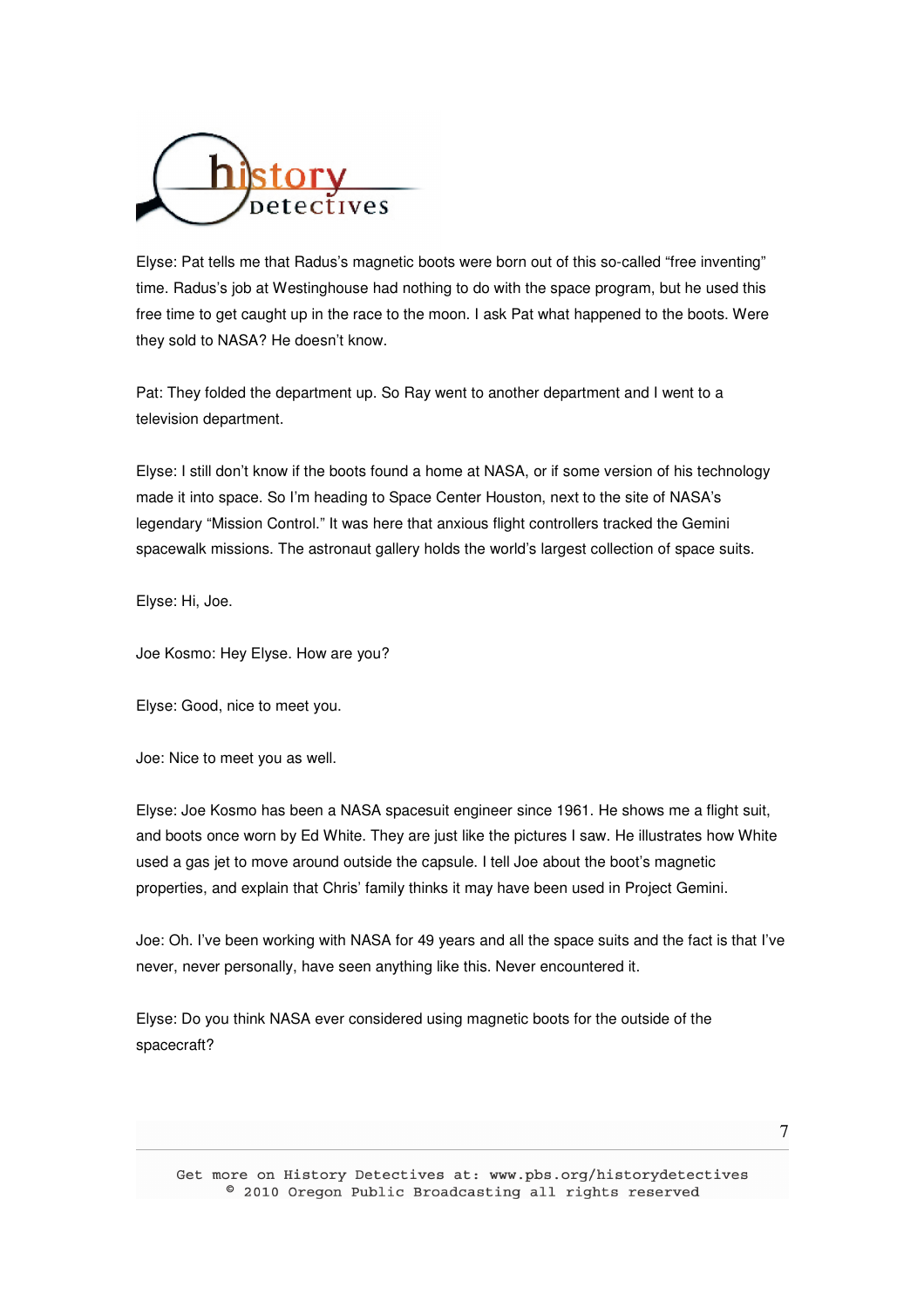Elyse: Pat tells me that Radus's magnetic boots were born out of this so-called "free inventing" time. Radus's job at Westinghouse had nothing to do with the space program, but he used this free time to get caught up in the race to the moon. I ask Pat what happened to the boots. Were they sold to NASA? He doesn't know.

Pat: They folded the department up. So Ray went to another department and I went to a television department.

Elyse: I still don't know if the boots found a home at NASA, or if some version of his technology made it into space. So I'm heading to Space Center Houston, next to the site of NASA's legendary "Mission Control." It was here that anxious flight controllers tracked the Gemini spacewalk missions. The astronaut gallery holds the world's largest collection of space suits.

Elyse: Hi, Joe.

Joe Kosmo: Hey Elyse. How are you?

Elyse: Good, nice to meet you.

Joe: Nice to meet you as well.

Elyse: Joe Kosmo has been a NASA spacesuit engineer since 1961. He shows me a flight suit, and boots once worn by Ed White. They are just like the pictures I saw. He illustrates how White used a gas jet to move around outside the capsule. I tell Joe about the boot's magnetic properties, and explain that Chris' family thinks it may have been used in Project Gemini.

Joe: Oh. I've been working with NASA for 49 years and all the space suits and the fact is that I've never, never personally, have seen anything like this. Never encountered it.

Elyse: Do you think NASA ever considered using magnetic boots for the outside of the spacecraft?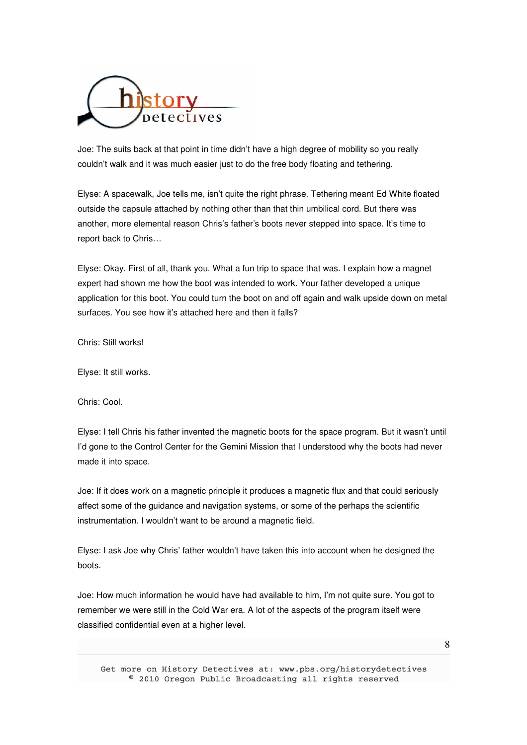Joe: The suits back at that point in time didn't have a high degree of mobility so you really couldn't walk and it was much easier just to do the free body floating and tethering.

Elyse: A spacewalk, Joe tells me, isn't quite the right phrase. Tethering meant Ed White floated outside the capsule attached by nothing other than that thin umbilical cord. But there was another, more elemental reason Chris's father's boots never stepped into space. It's time to report back to Chris…

Elyse: Okay. First of all, thank you. What a fun trip to space that was. I explain how a magnet expert had shown me how the boot was intended to work. Your father developed a unique application for this boot. You could turn the boot on and off again and walk upside down on metal surfaces. You see how it's attached here and then it falls?

Chris: Still works!

Elyse: It still works.

Chris: Cool.

Elyse: I tell Chris his father invented the magnetic boots for the space program. But it wasn't until I'd gone to the Control Center for the Gemini Mission that I understood why the boots had never made it into space.

Joe: If it does work on a magnetic principle it produces a magnetic flux and that could seriously affect some of the guidance and navigation systems, or some of the perhaps the scientific instrumentation. I wouldn't want to be around a magnetic field.

Elyse: I ask Joe why Chris' father wouldn't have taken this into account when he designed the boots.

Joe: How much information he would have had available to him, I'm not quite sure. You got to remember we were still in the Cold War era. A lot of the aspects of the program itself were classified confidential even at a higher level.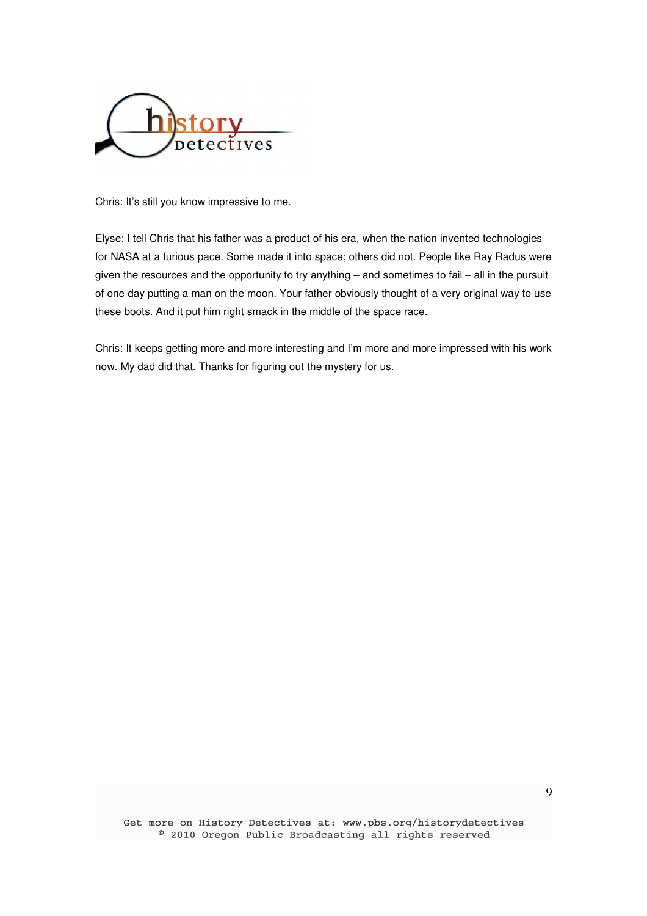Chris: It's still you know impressive to me.

Elyse: I tell Chris that his father was a product of his era, when the nation invented technologies for NASA at a furious pace. Some made it into space; others did not. People like Ray Radus were given the resources and the opportunity to try anything – and sometimes to fail – all in the pursuit of one day putting a man on the moon. Your father obviously thought of a very original way to use these boots. And it put him right smack in the middle of the space race.

Chris: It keeps getting more and more interesting and I'm more and more impressed with his work now. My dad did that. Thanks for figuring out the mystery for us.